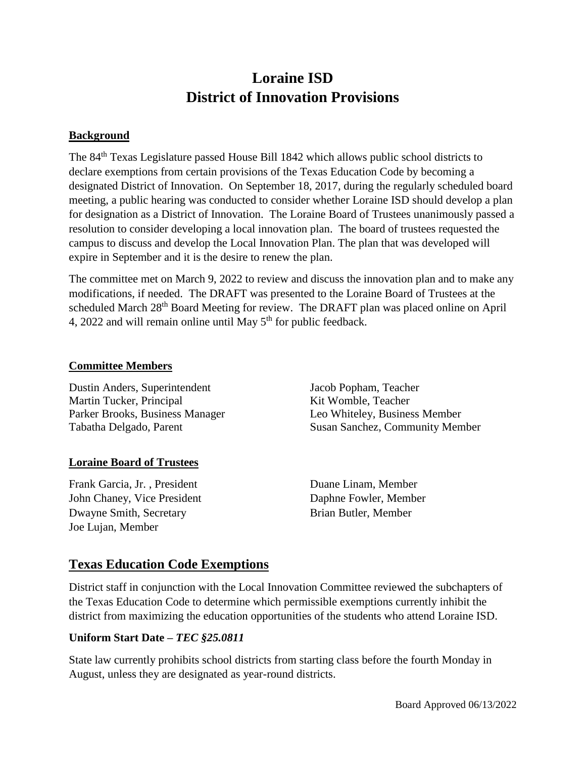# Loraine ISD
# District of Innovation Provisions

**Background**

The 84th Texas Legislature passed House Bill 1842 which allows public school districts to declare exemptions from certain provisions of the Texas Education Code by becoming a designated District of Innovation. On September 18, 2017, during the regularly scheduled board meeting, a public hearing was conducted to consider whether Loraine ISD should develop a plan for designation as a District of Innovation. The Loraine Board of Trustees unanimously passed a resolution to consider developing a local innovation plan. The board of trustees requested the campus to discuss and develop the Local Innovation Plan. The plan that was developed will expire in September and it is the desire to renew the plan.

The committee met on March 9, 2022 to review and discuss the innovation plan and to make any modifications, if needed. The DRAFT was presented to the Loraine Board of Trustees at the scheduled March 28th Board Meeting for review. The DRAFT plan was placed online on April 4, 2022 and will remain online until May 5th for public feedback.

**Committee Members**

Dustin Anders, Superintendent
Martin Tucker, Principal
Parker Brooks, Business Manager
Tabatha Delgado, Parent
Jacob Popham, Teacher
Kit Womble, Teacher
Leo Whiteley, Business Member
Susan Sanchez, Community Member

**Loraine Board of Trustees**

Frank Garcia, Jr. , President
John Chaney, Vice President
Dwayne Smith, Secretary
Joe Lujan, Member
Duane Linam, Member
Daphne Fowler, Member
Brian Butler, Member

## Texas Education Code Exemptions

District staff in conjunction with the Local Innovation Committee reviewed the subchapters of the Texas Education Code to determine which permissible exemptions currently inhibit the district from maximizing the education opportunities of the students who attend Loraine ISD.

**Uniform Start Date – *TEC §25.0811***

State law currently prohibits school districts from starting class before the fourth Monday in August, unless they are designated as year-round districts.

Board Approved 06/13/2022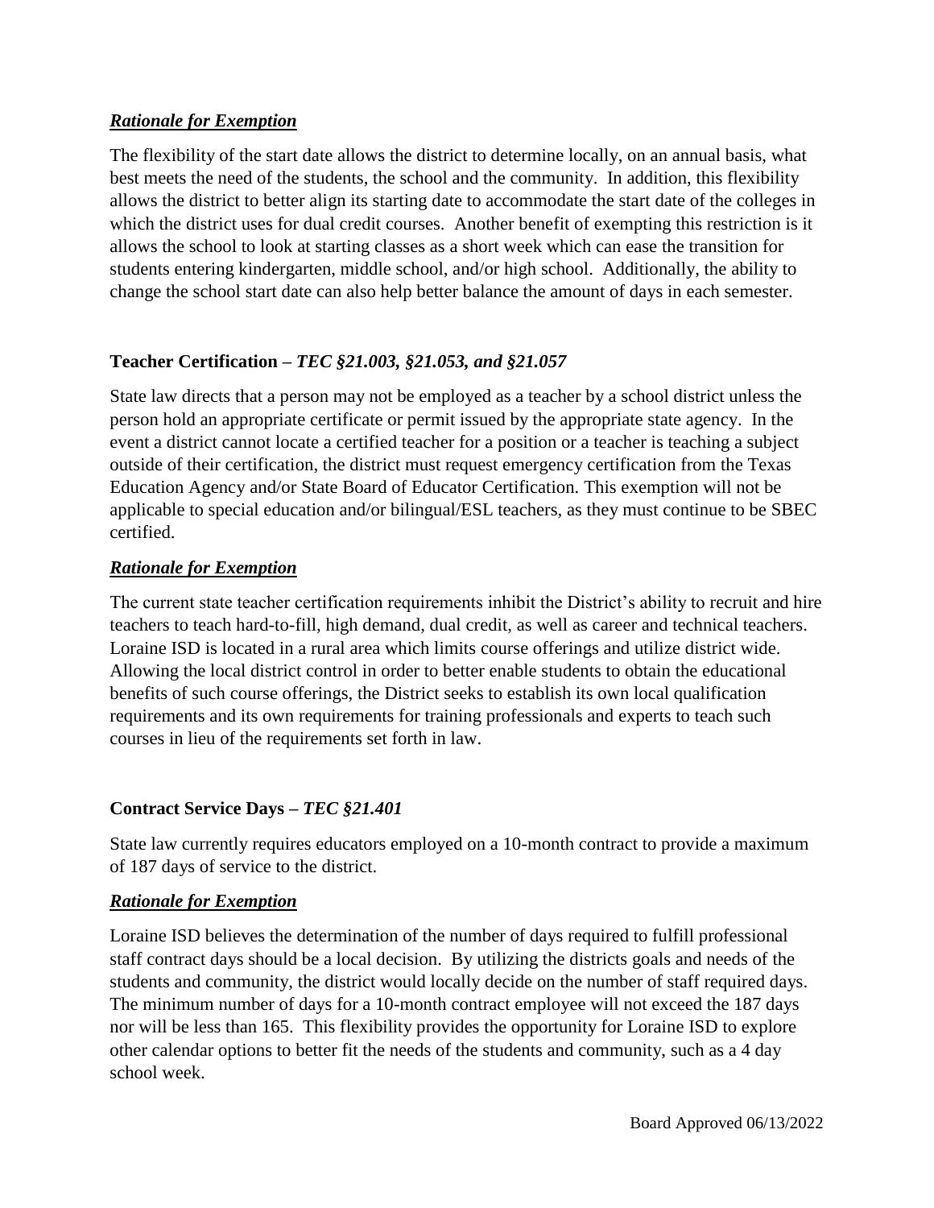***Rationale for Exemption***

The flexibility of the start date allows the district to determine locally, on an annual basis, what best meets the need of the students, the school and the community. In addition, this flexibility allows the district to better align its starting date to accommodate the start date of the colleges in which the district uses for dual credit courses. Another benefit of exempting this restriction is it allows the school to look at starting classes as a short week which can ease the transition for students entering kindergarten, middle school, and/or high school. Additionally, the ability to change the school start date can also help better balance the amount of days in each semester.

**Teacher Certification –** ***TEC §21.003, §21.053, and §21.057***

State law directs that a person may not be employed as a teacher by a school district unless the person hold an appropriate certificate or permit issued by the appropriate state agency. In the event a district cannot locate a certified teacher for a position or a teacher is teaching a subject outside of their certification, the district must request emergency certification from the Texas Education Agency and/or State Board of Educator Certification. This exemption will not be applicable to special education and/or bilingual/ESL teachers, as they must continue to be SBEC certified.

***Rationale for Exemption***

The current state teacher certification requirements inhibit the District's ability to recruit and hire teachers to teach hard-to-fill, high demand, dual credit, as well as career and technical teachers. Loraine ISD is located in a rural area which limits course offerings and utilize district wide. Allowing the local district control in order to better enable students to obtain the educational benefits of such course offerings, the District seeks to establish its own local qualification requirements and its own requirements for training professionals and experts to teach such courses in lieu of the requirements set forth in law.

**Contract Service Days –** ***TEC §21.401***

State law currently requires educators employed on a 10-month contract to provide a maximum of 187 days of service to the district.

***Rationale for Exemption***

Loraine ISD believes the determination of the number of days required to fulfill professional staff contract days should be a local decision. By utilizing the districts goals and needs of the students and community, the district would locally decide on the number of staff required days. The minimum number of days for a 10-month contract employee will not exceed the 187 days nor will be less than 165. This flexibility provides the opportunity for Loraine ISD to explore other calendar options to better fit the needs of the students and community, such as a 4 day school week.

Board Approved 06/13/2022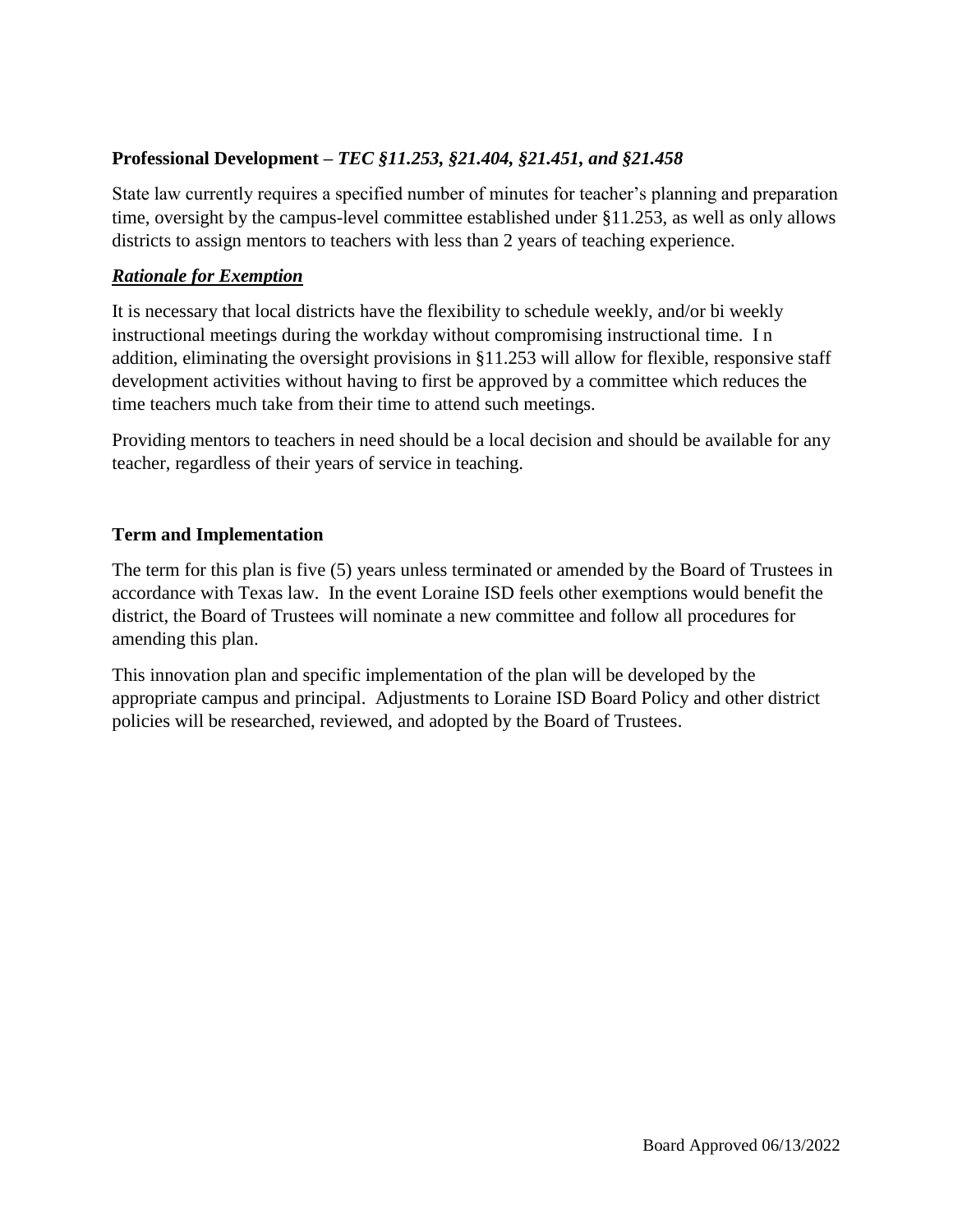### **Professional Development –** ***TEC §11.253, §21.404, §21.451, and §21.458***

State law currently requires a specified number of minutes for teacher's planning and preparation time, oversight by the campus-level committee established under §11.253, as well as only allows districts to assign mentors to teachers with less than 2 years of teaching experience.

***Rationale for Exemption***

It is necessary that local districts have the flexibility to schedule weekly, and/or bi weekly instructional meetings during the workday without compromising instructional time. I n addition, eliminating the oversight provisions in §11.253 will allow for flexible, responsive staff development activities without having to first be approved by a committee which reduces the time teachers much take from their time to attend such meetings.

Providing mentors to teachers in need should be a local decision and should be available for any teacher, regardless of their years of service in teaching.

### **Term and Implementation**

The term for this plan is five (5) years unless terminated or amended by the Board of Trustees in accordance with Texas law. In the event Loraine ISD feels other exemptions would benefit the district, the Board of Trustees will nominate a new committee and follow all procedures for amending this plan.

This innovation plan and specific implementation of the plan will be developed by the appropriate campus and principal. Adjustments to Loraine ISD Board Policy and other district policies will be researched, reviewed, and adopted by the Board of Trustees.

Board Approved 06/13/2022